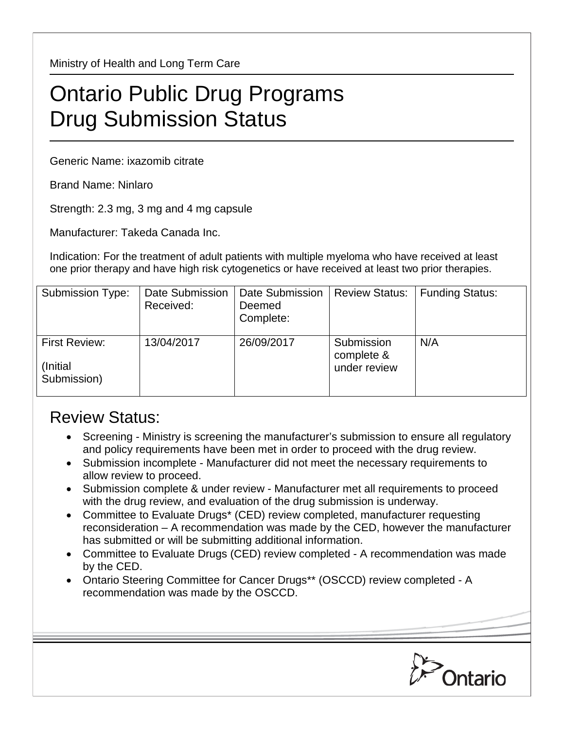Ministry of Health and Long Term Care

# Ontario Public Drug Programs Drug Submission Status

Generic Name: ixazomib citrate

Brand Name: Ninlaro

Strength: 2.3 mg, 3 mg and 4 mg capsule

Manufacturer: Takeda Canada Inc.

Indication: For the treatment of adult patients with multiple myeloma who have received at least one prior therapy and have high risk cytogenetics or have received at least two prior therapies.

| Submission Type: | Date Submission Received: | Date Submission Deemed Complete: | Review Status: | Funding Status: |
|---|---|---|---|---|
| First Review: (Initial Submission) | 13/04/2017 | 26/09/2017 | Submission complete & under review | N/A |

## Review Status:

- Screening - Ministry is screening the manufacturer's submission to ensure all regulatory and policy requirements have been met in order to proceed with the drug review.
- Submission incomplete - Manufacturer did not meet the necessary requirements to allow review to proceed.
- Submission complete & under review - Manufacturer met all requirements to proceed with the drug review, and evaluation of the drug submission is underway.
- Committee to Evaluate Drugs* (CED) review completed, manufacturer requesting reconsideration – A recommendation was made by the CED, however the manufacturer has submitted or will be submitting additional information.
- Committee to Evaluate Drugs (CED) review completed - A recommendation was made by the CED.
- Ontario Steering Committee for Cancer Drugs** (OSCCD) review completed - A recommendation was made by the OSCCD.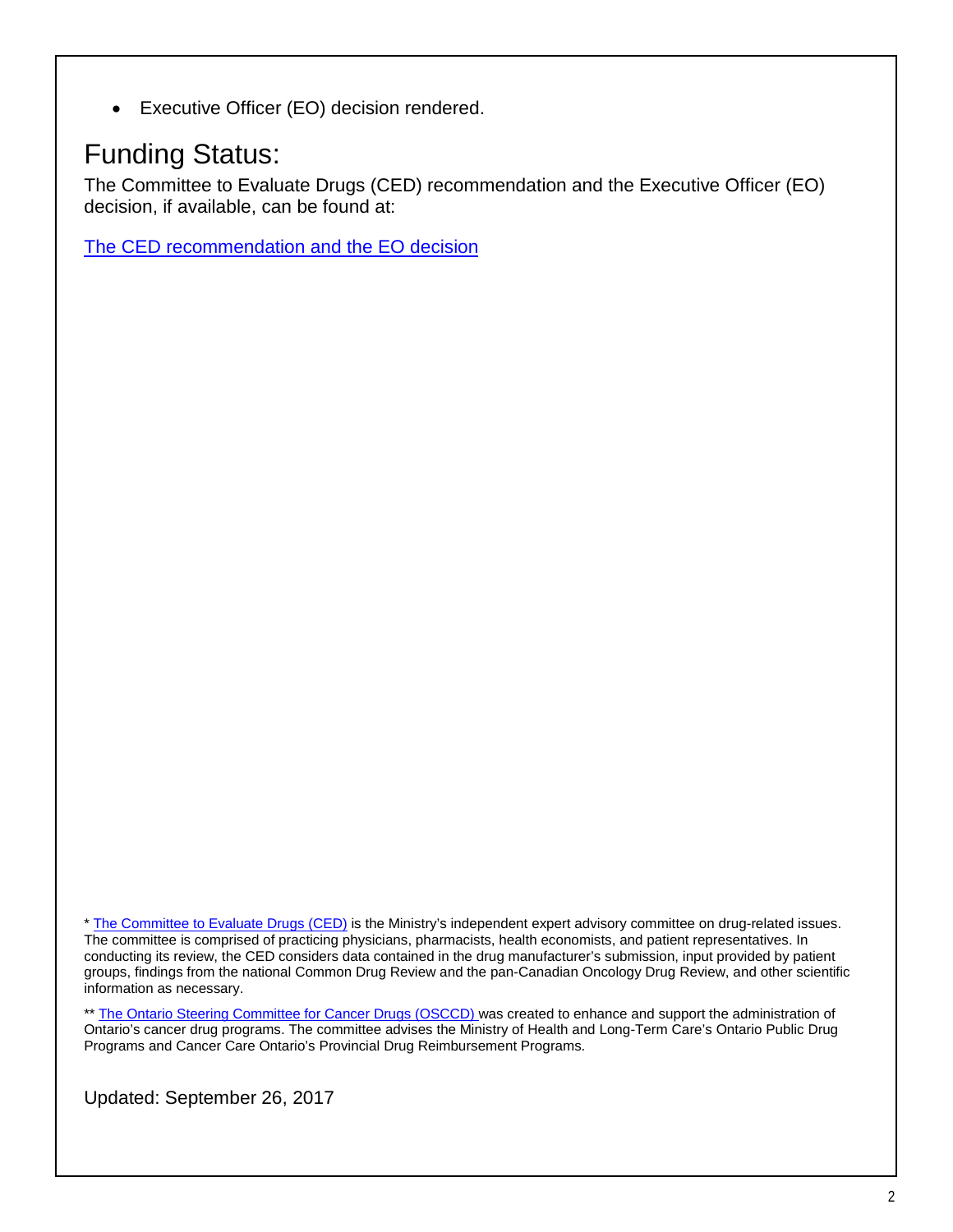- Executive Officer (EO) decision rendered.

## Funding Status:

The Committee to Evaluate Drugs (CED) recommendation and the Executive Officer (EO) decision, if available, can be found at:

The CED recommendation and the EO decision

* The Committee to Evaluate Drugs (CED) is the Ministry's independent expert advisory committee on drug-related issues. The committee is comprised of practicing physicians, pharmacists, health economists, and patient representatives. In conducting its review, the CED considers data contained in the drug manufacturer's submission, input provided by patient groups, findings from the national Common Drug Review and the pan-Canadian Oncology Drug Review, and other scientific information as necessary.

** The Ontario Steering Committee for Cancer Drugs (OSCCD) was created to enhance and support the administration of Ontario's cancer drug programs. The committee advises the Ministry of Health and Long-Term Care's Ontario Public Drug Programs and Cancer Care Ontario's Provincial Drug Reimbursement Programs.

Updated: September 26, 2017